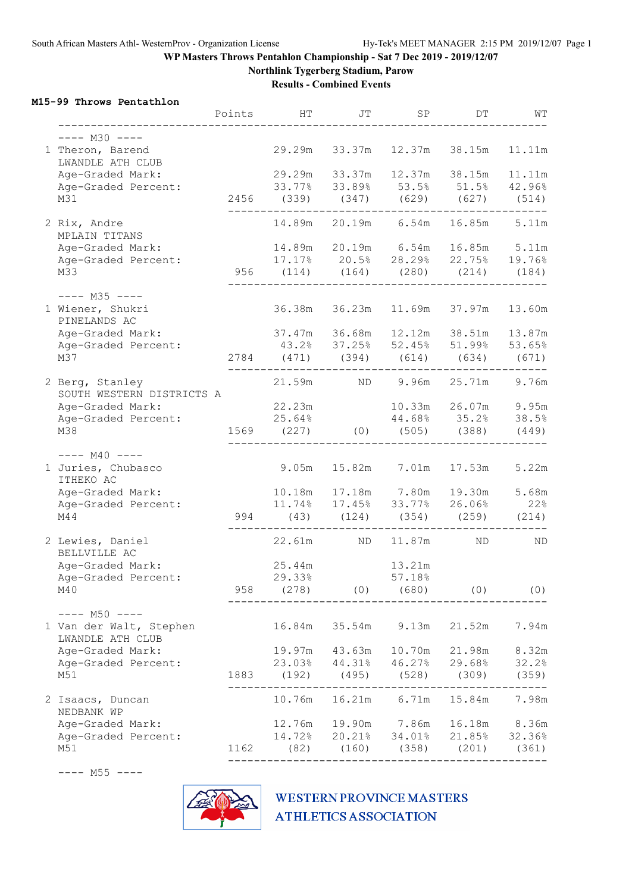WP Masters Throws Pentahlon Championship - Sat 7 Dec 2019 - 2019/12/07

Northlink Tygerberg Stadium, Parow

Results - Combined Events

## M15-99 Throws Pentathlon

| | Points | HT | JT | SP | DT | WT |
|---|---|---|---|---|---|---|
| **---- M30 ----** | | | | | | |
| 1 Theron, Barend | | 29.29m | 33.37m | 12.37m | 38.15m | 11.11m |
| LWANDLE ATH CLUB | | | | | | |
| Age-Graded Mark: | | 29.29m | 33.37m | 12.37m | 38.15m | 11.11m |
| Age-Graded Percent: | | 33.77% | 33.89% | 53.5% | 51.5% | 42.96% |
| M31 | 2456 | (339) | (347) | (629) | (627) | (514) |
| 2 Rix, Andre | | 14.89m | 20.19m | 6.54m | 16.85m | 5.11m |
| MPLAIN TITANS | | | | | | |
| Age-Graded Mark: | | 14.89m | 20.19m | 6.54m | 16.85m | 5.11m |
| Age-Graded Percent: | | 17.17% | 20.5% | 28.29% | 22.75% | 19.76% |
| M33 | 956 | (114) | (164) | (280) | (214) | (184) |
| **---- M35 ----** | | | | | | |
| 1 Wiener, Shukri | | 36.38m | 36.23m | 11.69m | 37.97m | 13.60m |
| PINELANDS AC | | | | | | |
| Age-Graded Mark: | | 37.47m | 36.68m | 12.12m | 38.51m | 13.87m |
| Age-Graded Percent: | | 43.2% | 37.25% | 52.45% | 51.99% | 53.65% |
| M37 | 2784 | (471) | (394) | (614) | (634) | (671) |
| 2 Berg, Stanley | | 21.59m | ND | 9.96m | 25.71m | 9.76m |
| SOUTH WESTERN DISTRICTS A | | | | | | |
| Age-Graded Mark: | | 22.23m | | 10.33m | 26.07m | 9.95m |
| Age-Graded Percent: | | 25.64% | | 44.68% | 35.2% | 38.5% |
| M38 | 1569 | (227) | (0) | (505) | (388) | (449) |
| **---- M40 ----** | | | | | | |
| 1 Juries, Chubasco | | 9.05m | 15.82m | 7.01m | 17.53m | 5.22m |
| ITHEKO AC | | | | | | |
| Age-Graded Mark: | | 10.18m | 17.18m | 7.80m | 19.30m | 5.68m |
| Age-Graded Percent: | | 11.74% | 17.45% | 33.77% | 26.06% | 22% |
| M44 | 994 | (43) | (124) | (354) | (259) | (214) |
| 2 Lewies, Daniel | | 22.61m | ND | 11.87m | ND | ND |
| BELLVILLE AC | | | | | | |
| Age-Graded Mark: | | 25.44m | | 13.21m | | |
| Age-Graded Percent: | | 29.33% | | 57.18% | | |
| M40 | 958 | (278) | (0) | (680) | (0) | (0) |
| **---- M50 ----** | | | | | | |
| 1 Van der Walt, Stephen | | 16.84m | 35.54m | 9.13m | 21.52m | 7.94m |
| LWANDLE ATH CLUB | | | | | | |
| Age-Graded Mark: | | 19.97m | 43.63m | 10.70m | 21.98m | 8.32m |
| Age-Graded Percent: | | 23.03% | 44.31% | 46.27% | 29.68% | 32.2% |
| M51 | 1883 | (192) | (495) | (528) | (309) | (359) |
| 2 Isaacs, Duncan | | 10.76m | 16.21m | 6.71m | 15.84m | 7.98m |
| NEDBANK WP | | | | | | |
| Age-Graded Mark: | | 12.76m | 19.90m | 7.86m | 16.18m | 8.36m |
| Age-Graded Percent: | | 14.72% | 20.21% | 34.01% | 21.85% | 32.36% |
| M51 | 1162 | (82) | (160) | (358) | (201) | (361) |

---- M55 ----

WESTERN PROVINCE MASTERS ATHLETICS ASSOCIATION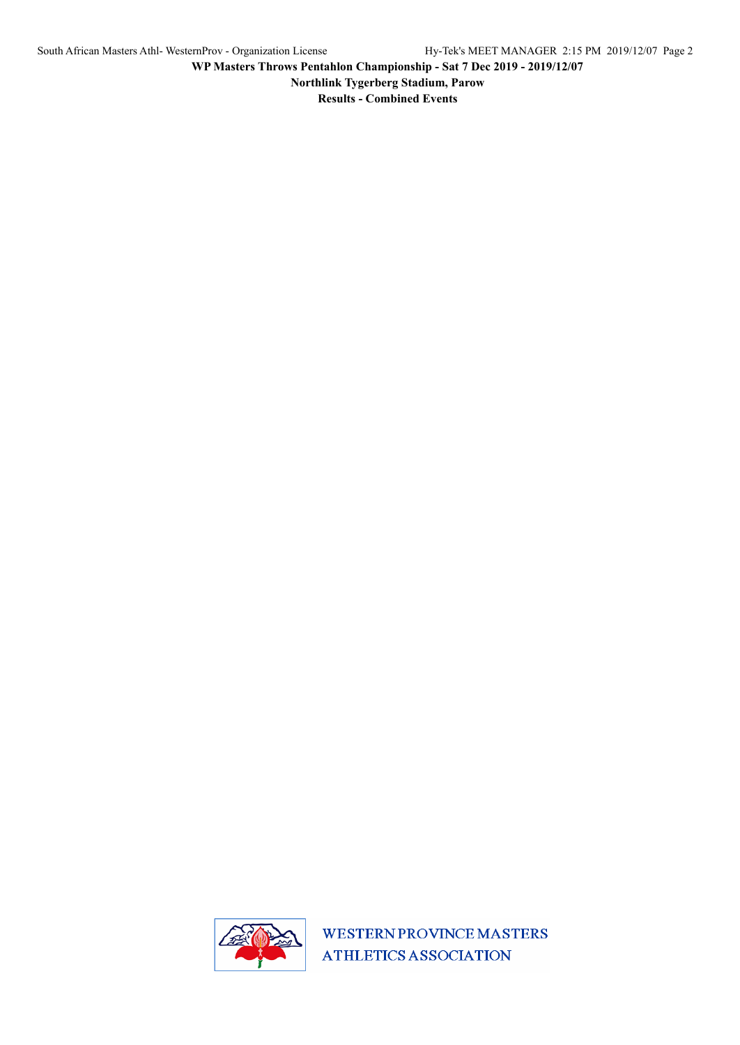**WP Masters Throws Pentahlon Championship - Sat 7 Dec 2019 - 2019/12/07**

**Northlink Tygerberg Stadium, Parow**

**Results - Combined Events**

WESTERN PROVINCE MASTERS
ATHLETICS ASSOCIATION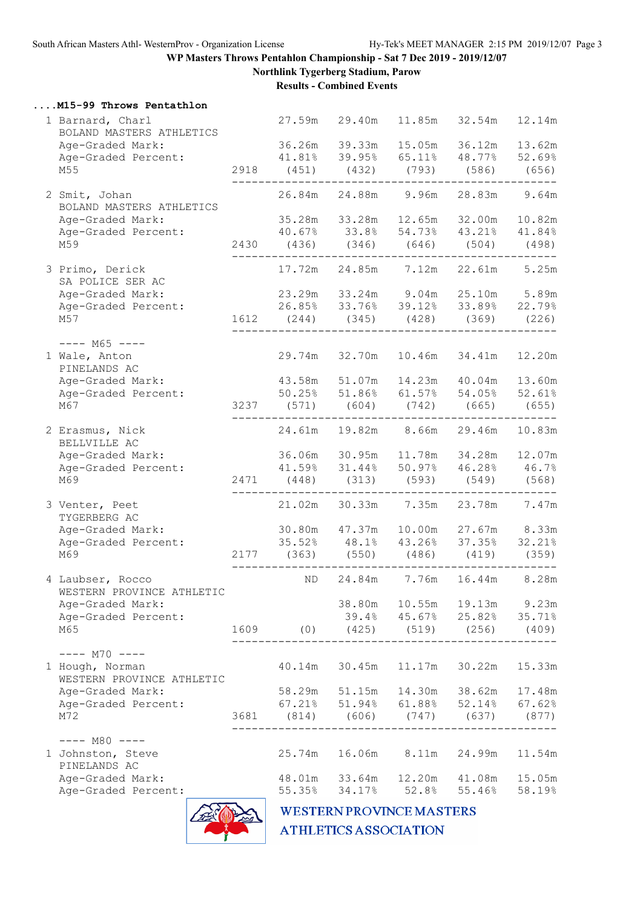# WP Masters Throws Pentahlon Championship - Sat 7 Dec 2019 - 2019/12/07

**Northlink Tygerberg Stadium, Parow**

**Results - Combined Events**

## ....M15-99 Throws Pentathlon

| Place | Name / Team | Points | Event 1 | Event 2 | Event 3 | Event 4 | Event 5 |
|---|---|---|---|---|---|---|---|
| 1 | Barnard, Charl | | 27.59m | 29.40m | 11.85m | 32.54m | 12.14m |
| | BOLAND MASTERS ATHLETICS | | | | | | |
| | Age-Graded Mark: | | 36.26m | 39.33m | 15.05m | 36.12m | 13.62m |
| | Age-Graded Percent: | | 41.81% | 39.95% | 65.11% | 48.77% | 52.69% |
| | M55 | 2918 | (451) | (432) | (793) | (586) | (656) |
| 2 | Smit, Johan | | 26.84m | 24.88m | 9.96m | 28.83m | 9.64m |
| | BOLAND MASTERS ATHLETICS | | | | | | |
| | Age-Graded Mark: | | 35.28m | 33.28m | 12.65m | 32.00m | 10.82m |
| | Age-Graded Percent: | | 40.67% | 33.8% | 54.73% | 43.21% | 41.84% |
| | M59 | 2430 | (436) | (346) | (646) | (504) | (498) |
| 3 | Primo, Derick | | 17.72m | 24.85m | 7.12m | 22.61m | 5.25m |
| | SA POLICE SER AC | | | | | | |
| | Age-Graded Mark: | | 23.29m | 33.24m | 9.04m | 25.10m | 5.89m |
| | Age-Graded Percent: | | 26.85% | 33.76% | 39.12% | 33.89% | 22.79% |
| | M57 | 1612 | (244) | (345) | (428) | (369) | (226) |
| | ---- M65 ---- | | | | | | |
| 1 | Wale, Anton | | 29.74m | 32.70m | 10.46m | 34.41m | 12.20m |
| | PINELANDS AC | | | | | | |
| | Age-Graded Mark: | | 43.58m | 51.07m | 14.23m | 40.04m | 13.60m |
| | Age-Graded Percent: | | 50.25% | 51.86% | 61.57% | 54.05% | 52.61% |
| | M67 | 3237 | (571) | (604) | (742) | (665) | (655) |
| 2 | Erasmus, Nick | | 24.61m | 19.82m | 8.66m | 29.46m | 10.83m |
| | BELLVILLE AC | | | | | | |
| | Age-Graded Mark: | | 36.06m | 30.95m | 11.78m | 34.28m | 12.07m |
| | Age-Graded Percent: | | 41.59% | 31.44% | 50.97% | 46.28% | 46.7% |
| | M69 | 2471 | (448) | (313) | (593) | (549) | (568) |
| 3 | Venter, Peet | | 21.02m | 30.33m | 7.35m | 23.78m | 7.47m |
| | TYGERBERG AC | | | | | | |
| | Age-Graded Mark: | | 30.80m | 47.37m | 10.00m | 27.67m | 8.33m |
| | Age-Graded Percent: | | 35.52% | 48.1% | 43.26% | 37.35% | 32.21% |
| | M69 | 2177 | (363) | (550) | (486) | (419) | (359) |
| 4 | Laubser, Rocco | | ND | 24.84m | 7.76m | 16.44m | 8.28m |
| | WESTERN PROVINCE ATHLETIC | | | | | | |
| | Age-Graded Mark: | | | 38.80m | 10.55m | 19.13m | 9.23m |
| | Age-Graded Percent: | | | 39.4% | 45.67% | 25.82% | 35.71% |
| | M65 | 1609 | (0) | (425) | (519) | (256) | (409) |
| | ---- M70 ---- | | | | | | |
| 1 | Hough, Norman | | 40.14m | 30.45m | 11.17m | 30.22m | 15.33m |
| | WESTERN PROVINCE ATHLETIC | | | | | | |
| | Age-Graded Mark: | | 58.29m | 51.15m | 14.30m | 38.62m | 17.48m |
| | Age-Graded Percent: | | 67.21% | 51.94% | 61.88% | 52.14% | 67.62% |
| | M72 | 3681 | (814) | (606) | (747) | (637) | (877) |
| | ---- M80 ---- | | | | | | |
| 1 | Johnston, Steve | | 25.74m | 16.06m | 8.11m | 24.99m | 11.54m |
| | PINELANDS AC | | | | | | |
| | Age-Graded Mark: | | 48.01m | 33.64m | 12.20m | 41.08m | 15.05m |
| | Age-Graded Percent: | | 55.35% | 34.17% | 52.8% | 55.46% | 58.19% |

WESTERN PROVINCE MASTERS ATHLETICS ASSOCIATION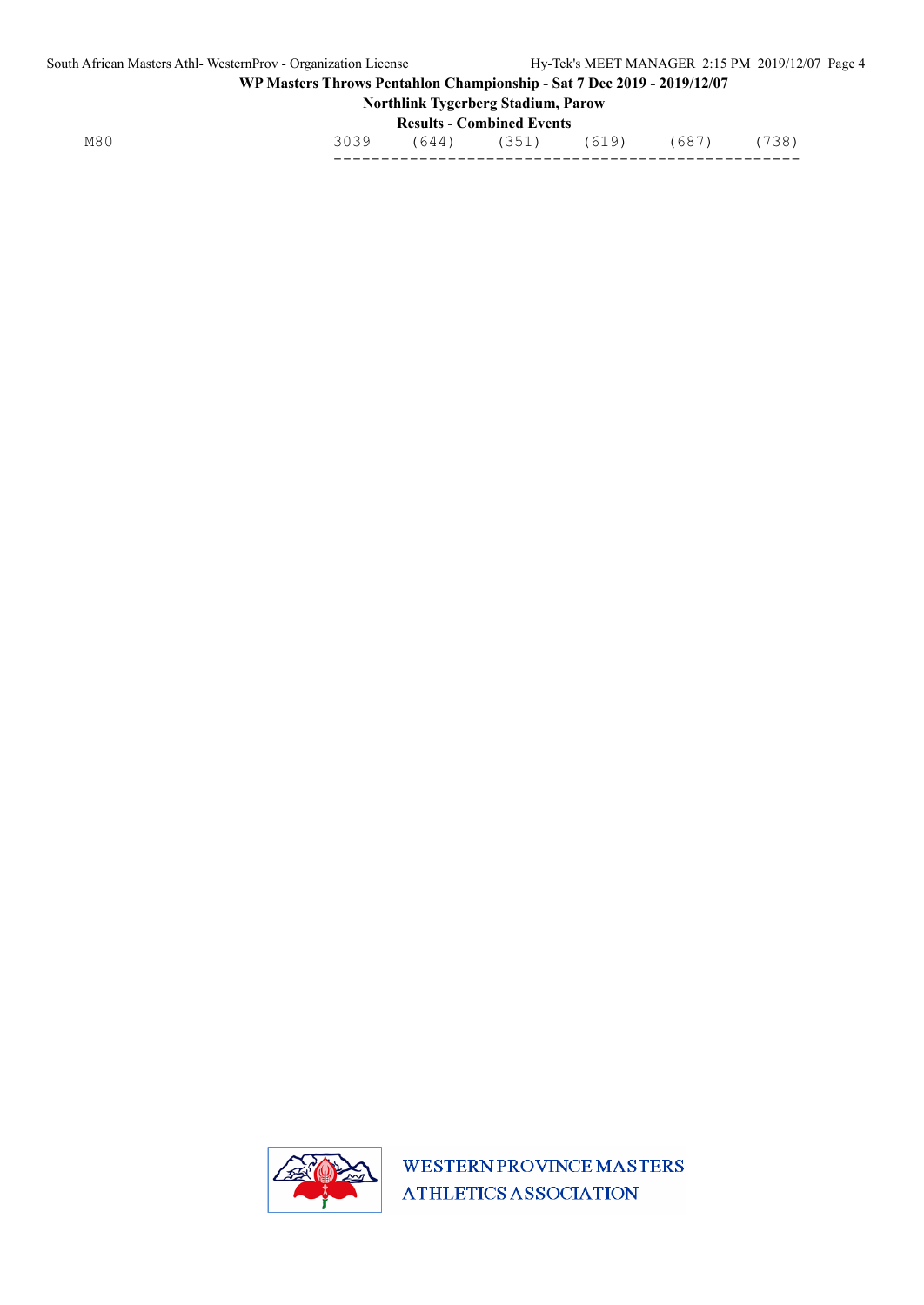M80 3039 (644) (351) (619) (687) (738)

------------------------------------------------

WESTERN PROVINCE MASTERS ATHLETICS ASSOCIATION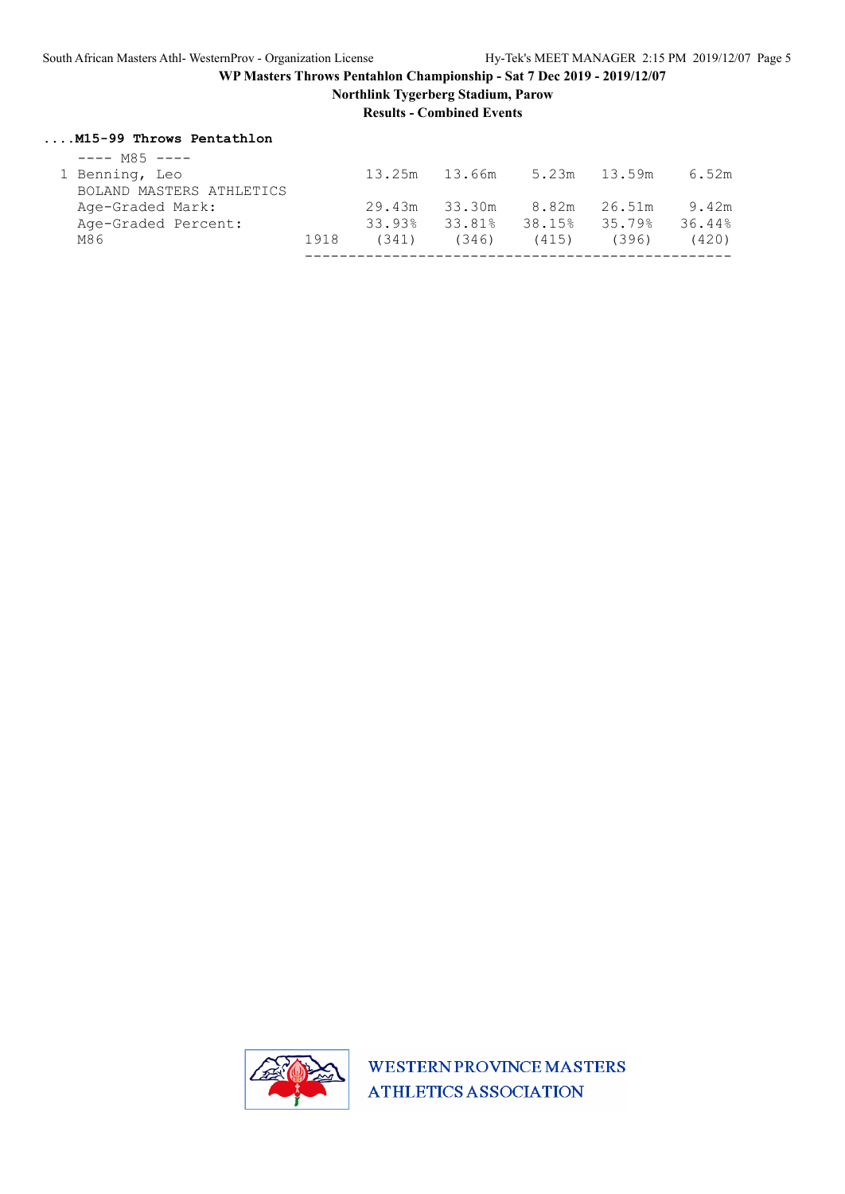**WP Masters Throws Pentahlon Championship - Sat 7 Dec 2019 - 2019/12/07**

**Northlink Tygerberg Stadium, Parow**

**Results - Combined Events**

**....M15-99 Throws Pentathlon**

---- M85 ----

| | | | | | | |
|---|---|---|---|---|---|---|
| 1 Benning, Leo | | 13.25m | 13.66m | 5.23m | 13.59m | 6.52m |
| BOLAND MASTERS ATHLETICS | | | | | | |
| Age-Graded Mark: | | 29.43m | 33.30m | 8.82m | 26.51m | 9.42m |
| Age-Graded Percent: | | 33.93% | 33.81% | 38.15% | 35.79% | 36.44% |
| M86 | 1918 | (341) | (346) | (415) | (396) | (420) |

WESTERN PROVINCE MASTERS ATHLETICS ASSOCIATION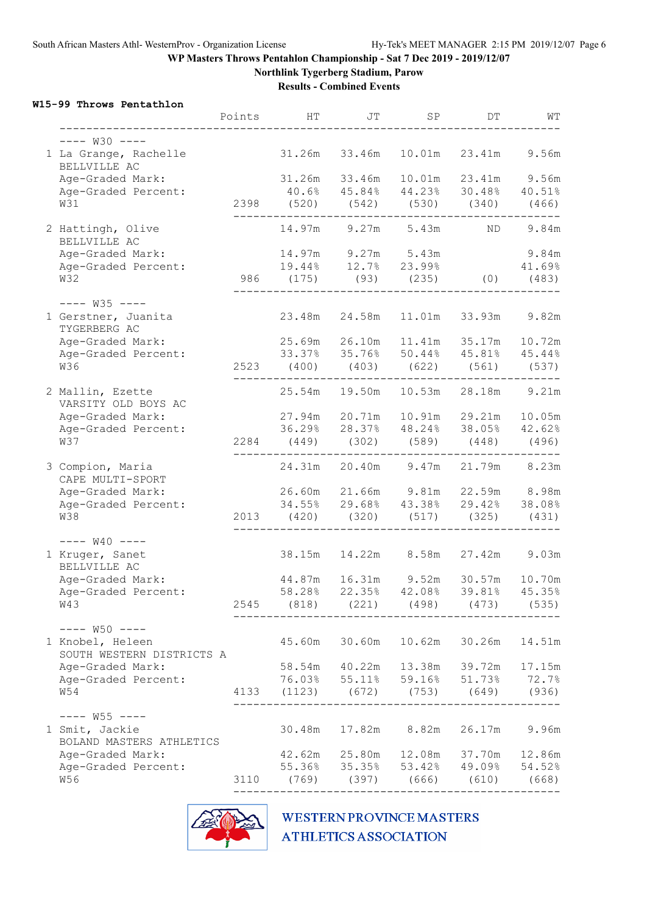WP Masters Throws Pentahlon Championship - Sat 7 Dec 2019 - 2019/12/07

Northlink Tygerberg Stadium, Parow

Results - Combined Events

**W15-99 Throws Pentathlon**

| | Points | HT | JT | SP | DT | WT |
|---|---|---|---|---|---|---|
| ---- W30 ---- | | | | | | |
| 1 La Grange, Rachelle | | 31.26m | 33.46m | 10.01m | 23.41m | 9.56m |
| BELLVILLE AC | | | | | | |
| Age-Graded Mark: | | 31.26m | 33.46m | 10.01m | 23.41m | 9.56m |
| Age-Graded Percent: | | 40.6% | 45.84% | 44.23% | 30.48% | 40.51% |
| W31 | 2398 | (520) | (542) | (530) | (340) | (466) |
| 2 Hattingh, Olive | | 14.97m | 9.27m | 5.43m | ND | 9.84m |
| BELLVILLE AC | | | | | | |
| Age-Graded Mark: | | 14.97m | 9.27m | 5.43m | | 9.84m |
| Age-Graded Percent: | | 19.44% | 12.7% | 23.99% | | 41.69% |
| W32 | 986 | (175) | (93) | (235) | (0) | (483) |
| ---- W35 ---- | | | | | | |
| 1 Gerstner, Juanita | | 23.48m | 24.58m | 11.01m | 33.93m | 9.82m |
| TYGERBERG AC | | | | | | |
| Age-Graded Mark: | | 25.69m | 26.10m | 11.41m | 35.17m | 10.72m |
| Age-Graded Percent: | | 33.37% | 35.76% | 50.44% | 45.81% | 45.44% |
| W36 | 2523 | (400) | (403) | (622) | (561) | (537) |
| 2 Mallin, Ezette | | 25.54m | 19.50m | 10.53m | 28.18m | 9.21m |
| VARSITY OLD BOYS AC | | | | | | |
| Age-Graded Mark: | | 27.94m | 20.71m | 10.91m | 29.21m | 10.05m |
| Age-Graded Percent: | | 36.29% | 28.37% | 48.24% | 38.05% | 42.62% |
| W37 | 2284 | (449) | (302) | (589) | (448) | (496) |
| 3 Compion, Maria | | 24.31m | 20.40m | 9.47m | 21.79m | 8.23m |
| CAPE MULTI-SPORT | | | | | | |
| Age-Graded Mark: | | 26.60m | 21.66m | 9.81m | 22.59m | 8.98m |
| Age-Graded Percent: | | 34.55% | 29.68% | 43.38% | 29.42% | 38.08% |
| W38 | 2013 | (420) | (320) | (517) | (325) | (431) |
| ---- W40 ---- | | | | | | |
| 1 Kruger, Sanet | | 38.15m | 14.22m | 8.58m | 27.42m | 9.03m |
| BELLVILLE AC | | | | | | |
| Age-Graded Mark: | | 44.87m | 16.31m | 9.52m | 30.57m | 10.70m |
| Age-Graded Percent: | | 58.28% | 22.35% | 42.08% | 39.81% | 45.35% |
| W43 | 2545 | (818) | (221) | (498) | (473) | (535) |
| ---- W50 ---- | | | | | | |
| 1 Knobel, Heleen | | 45.60m | 30.60m | 10.62m | 30.26m | 14.51m |
| SOUTH WESTERN DISTRICTS A | | | | | | |
| Age-Graded Mark: | | 58.54m | 40.22m | 13.38m | 39.72m | 17.15m |
| Age-Graded Percent: | | 76.03% | 55.11% | 59.16% | 51.73% | 72.7% |
| W54 | 4133 | (1123) | (672) | (753) | (649) | (936) |
| ---- W55 ---- | | | | | | |
| 1 Smit, Jackie | | 30.48m | 17.82m | 8.82m | 26.17m | 9.96m |
| BOLAND MASTERS ATHLETICS | | | | | | |
| Age-Graded Mark: | | 42.62m | 25.80m | 12.08m | 37.70m | 12.86m |
| Age-Graded Percent: | | 55.36% | 35.35% | 53.42% | 49.09% | 54.52% |
| W56 | 3110 | (769) | (397) | (666) | (610) | (668) |

WESTERN PROVINCE MASTERS ATHLETICS ASSOCIATION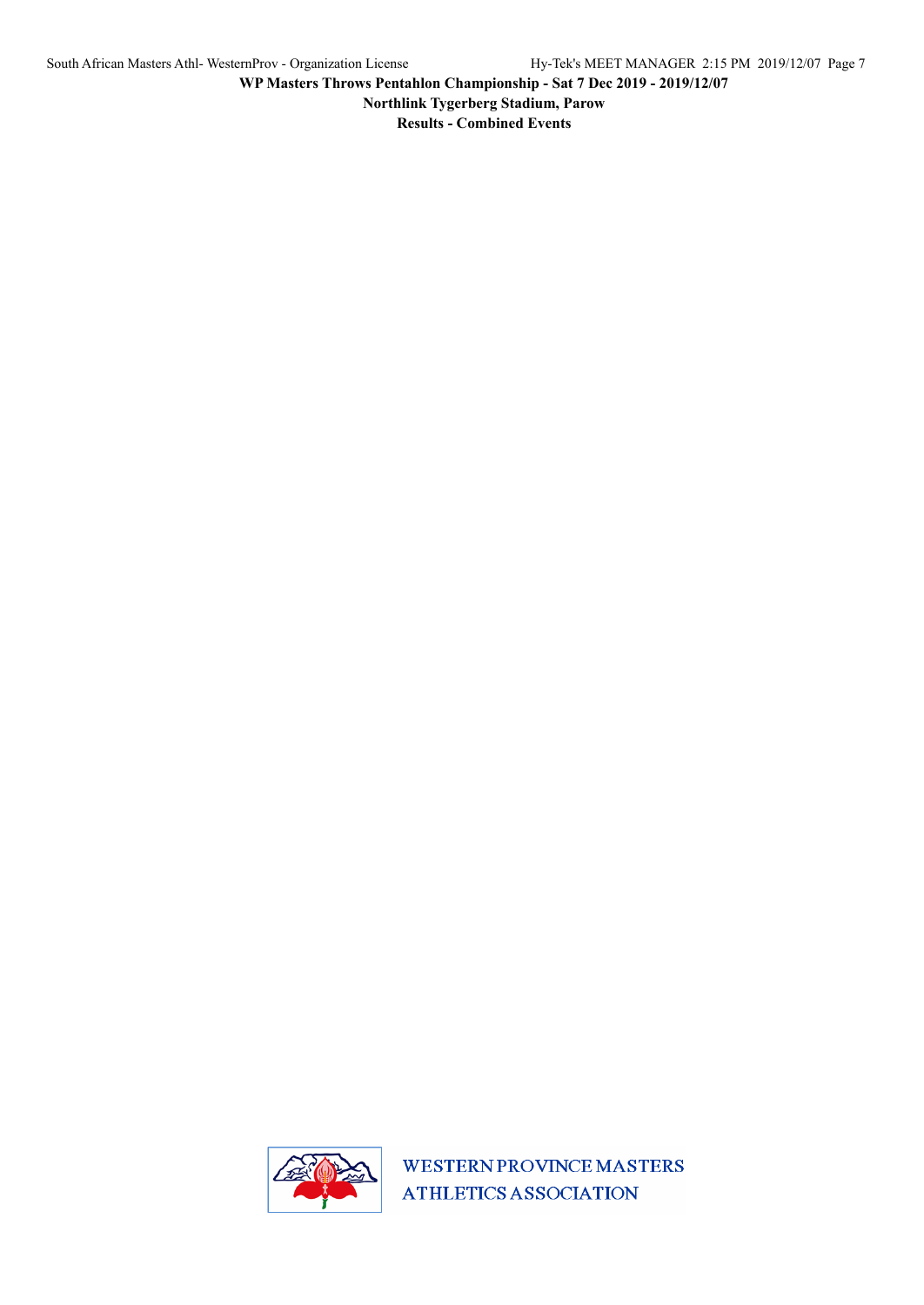**WP Masters Throws Pentahlon Championship - Sat 7 Dec 2019 - 2019/12/07**

**Northlink Tygerberg Stadium, Parow**

**Results - Combined Events**

WESTERN PROVINCE MASTERS
ATHLETICS ASSOCIATION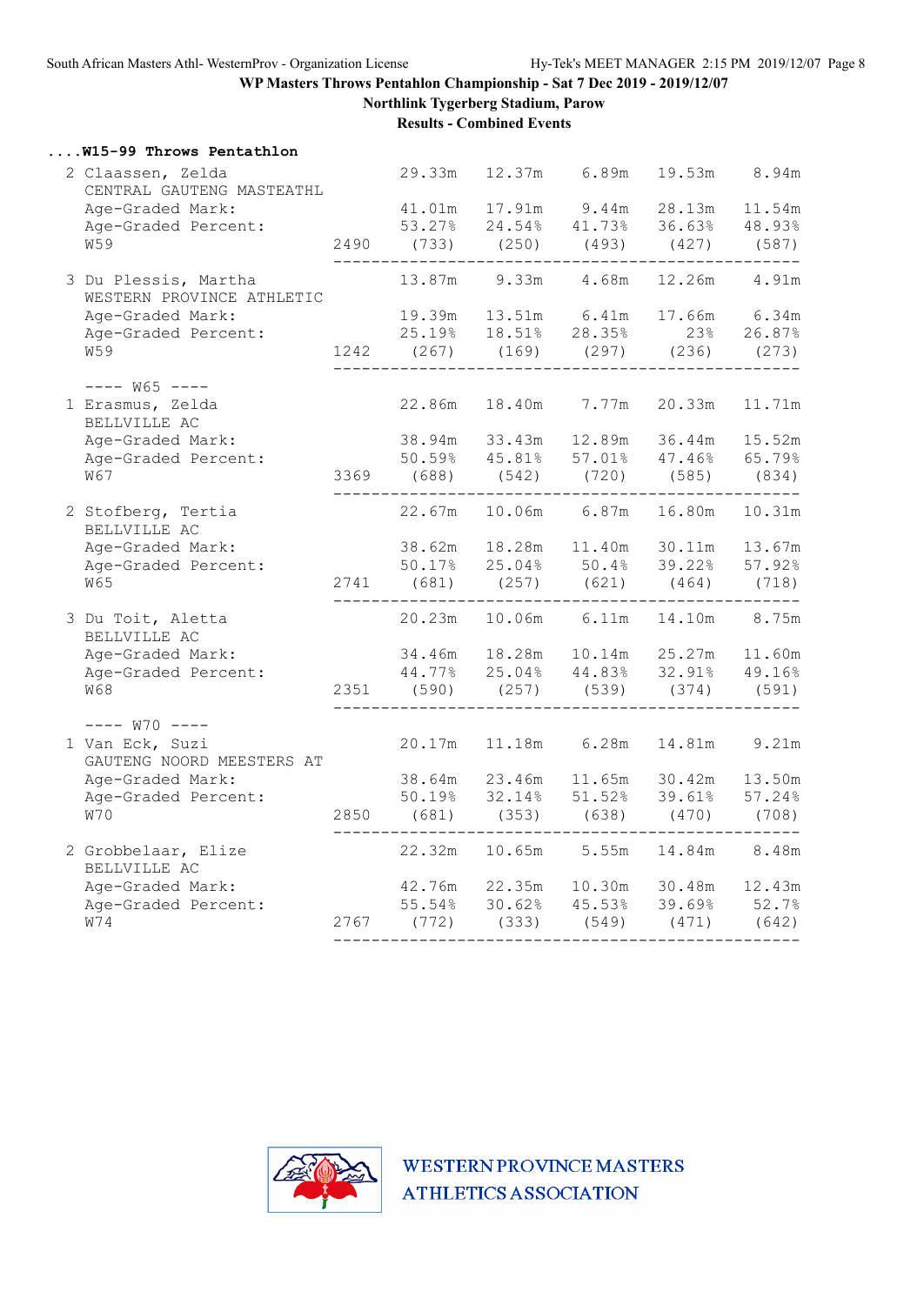**WP Masters Throws Pentahlon Championship - Sat 7 Dec 2019 - 2019/12/07**
**Northlink Tygerberg Stadium, Parow**
**Results - Combined Events**

### ....W15-99 Throws Pentathlon

| | | | | | | |
|---|---|---|---|---|---|---|
| 2 Claassen, Zelda | | 29.33m | 12.37m | 6.89m | 19.53m | 8.94m |
| CENTRAL GAUTENG MASTEATHL | | | | | | |
| Age-Graded Mark: | | 41.01m | 17.91m | 9.44m | 28.13m | 11.54m |
| Age-Graded Percent: | | 53.27% | 24.54% | 41.73% | 36.63% | 48.93% |
| W59 | 2490 | (733) | (250) | (493) | (427) | (587) |
| 3 Du Plessis, Martha | | 13.87m | 9.33m | 4.68m | 12.26m | 4.91m |
| WESTERN PROVINCE ATHLETIC | | | | | | |
| Age-Graded Mark: | | 19.39m | 13.51m | 6.41m | 17.66m | 6.34m |
| Age-Graded Percent: | | 25.19% | 18.51% | 28.35% | 23% | 26.87% |
| W59 | 1242 | (267) | (169) | (297) | (236) | (273) |
| ---- W65 ---- | | | | | | |
| 1 Erasmus, Zelda | | 22.86m | 18.40m | 7.77m | 20.33m | 11.71m |
| BELLVILLE AC | | | | | | |
| Age-Graded Mark: | | 38.94m | 33.43m | 12.89m | 36.44m | 15.52m |
| Age-Graded Percent: | | 50.59% | 45.81% | 57.01% | 47.46% | 65.79% |
| W67 | 3369 | (688) | (542) | (720) | (585) | (834) |
| 2 Stofberg, Tertia | | 22.67m | 10.06m | 6.87m | 16.80m | 10.31m |
| BELLVILLE AC | | | | | | |
| Age-Graded Mark: | | 38.62m | 18.28m | 11.40m | 30.11m | 13.67m |
| Age-Graded Percent: | | 50.17% | 25.04% | 50.4% | 39.22% | 57.92% |
| W65 | 2741 | (681) | (257) | (621) | (464) | (718) |
| 3 Du Toit, Aletta | | 20.23m | 10.06m | 6.11m | 14.10m | 8.75m |
| BELLVILLE AC | | | | | | |
| Age-Graded Mark: | | 34.46m | 18.28m | 10.14m | 25.27m | 11.60m |
| Age-Graded Percent: | | 44.77% | 25.04% | 44.83% | 32.91% | 49.16% |
| W68 | 2351 | (590) | (257) | (539) | (374) | (591) |
| ---- W70 ---- | | | | | | |
| 1 Van Eck, Suzi | | 20.17m | 11.18m | 6.28m | 14.81m | 9.21m |
| GAUTENG NOORD MEESTERS AT | | | | | | |
| Age-Graded Mark: | | 38.64m | 23.46m | 11.65m | 30.42m | 13.50m |
| Age-Graded Percent: | | 50.19% | 32.14% | 51.52% | 39.61% | 57.24% |
| W70 | 2850 | (681) | (353) | (638) | (470) | (708) |
| 2 Grobbelaar, Elize | | 22.32m | 10.65m | 5.55m | 14.84m | 8.48m |
| BELLVILLE AC | | | | | | |
| Age-Graded Mark: | | 42.76m | 22.35m | 10.30m | 30.48m | 12.43m |
| Age-Graded Percent: | | 55.54% | 30.62% | 45.53% | 39.69% | 52.7% |
| W74 | 2767 | (772) | (333) | (549) | (471) | (642) |

WESTERN PROVINCE MASTERS ATHLETICS ASSOCIATION